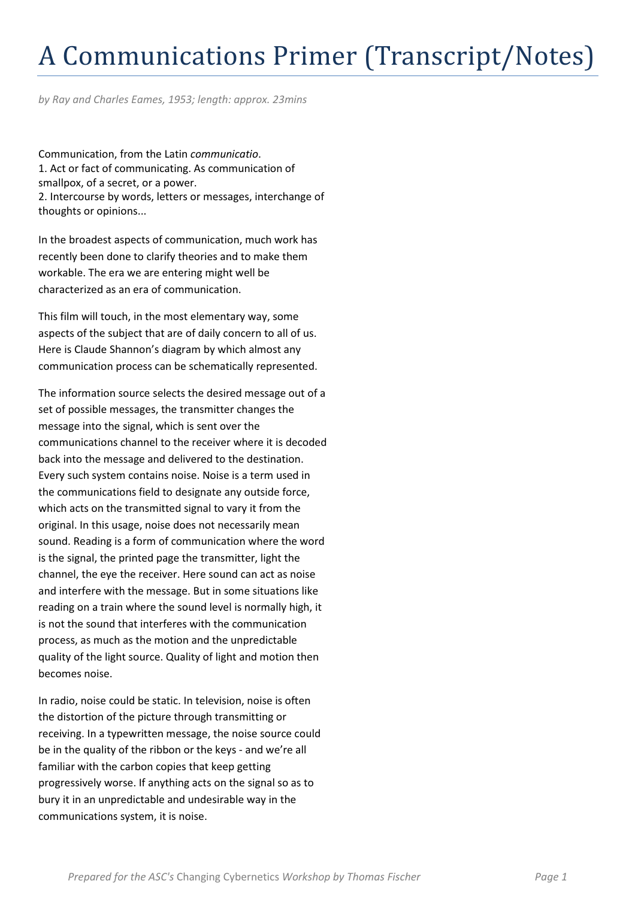# A Communications Primer (Transcript/Notes)

*by Ray and Charles Eames, 1953; length: approx. 23mins*

Communication, from the Latin *communicatio*.
1. Act or fact of communicating. As communication of smallpox, of a secret, or a power.
2. Intercourse by words, letters or messages, interchange of thoughts or opinions...

In the broadest aspects of communication, much work has recently been done to clarify theories and to make them workable. The era we are entering might well be characterized as an era of communication.

This film will touch, in the most elementary way, some aspects of the subject that are of daily concern to all of us. Here is Claude Shannon's diagram by which almost any communication process can be schematically represented.

The information source selects the desired message out of a set of possible messages, the transmitter changes the message into the signal, which is sent over the communications channel to the receiver where it is decoded back into the message and delivered to the destination. Every such system contains noise. Noise is a term used in the communications field to designate any outside force, which acts on the transmitted signal to vary it from the original. In this usage, noise does not necessarily mean sound. Reading is a form of communication where the word is the signal, the printed page the transmitter, light the channel, the eye the receiver. Here sound can act as noise and interfere with the message. But in some situations like reading on a train where the sound level is normally high, it is not the sound that interferes with the communication process, as much as the motion and the unpredictable quality of the light source. Quality of light and motion then becomes noise.

In radio, noise could be static. In television, noise is often the distortion of the picture through transmitting or receiving. In a typewritten message, the noise source could be in the quality of the ribbon or the keys - and we're all familiar with the carbon copies that keep getting progressively worse. If anything acts on the signal so as to bury it in an unpredictable and undesirable way in the communications system, it is noise.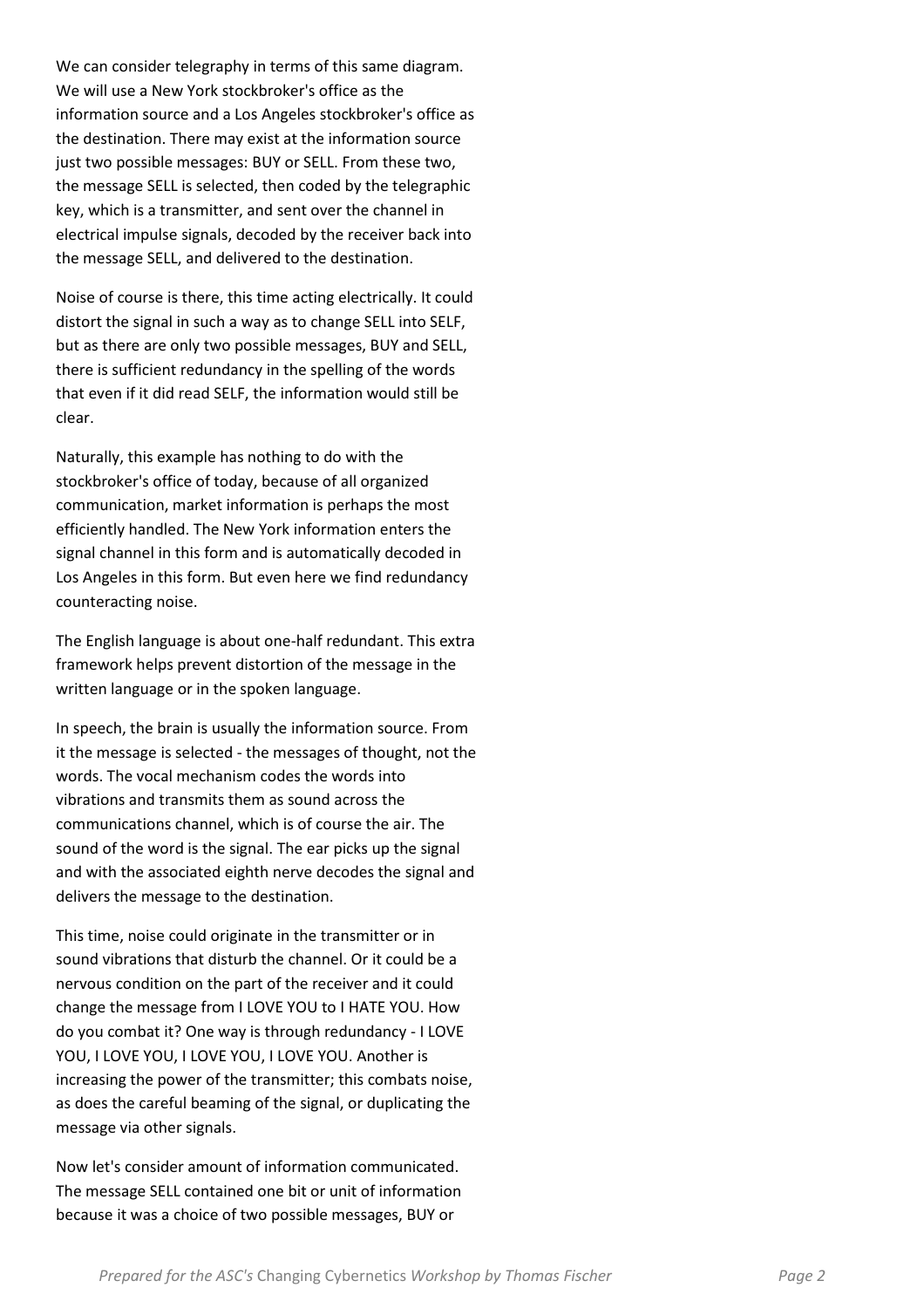We can consider telegraphy in terms of this same diagram. We will use a New York stockbroker's office as the information source and a Los Angeles stockbroker's office as the destination. There may exist at the information source just two possible messages: BUY or SELL. From these two, the message SELL is selected, then coded by the telegraphic key, which is a transmitter, and sent over the channel in electrical impulse signals, decoded by the receiver back into the message SELL, and delivered to the destination.

Noise of course is there, this time acting electrically. It could distort the signal in such a way as to change SELL into SELF, but as there are only two possible messages, BUY and SELL, there is sufficient redundancy in the spelling of the words that even if it did read SELF, the information would still be clear.

Naturally, this example has nothing to do with the stockbroker's office of today, because of all organized communication, market information is perhaps the most efficiently handled. The New York information enters the signal channel in this form and is automatically decoded in Los Angeles in this form. But even here we find redundancy counteracting noise.

The English language is about one-half redundant. This extra framework helps prevent distortion of the message in the written language or in the spoken language.

In speech, the brain is usually the information source. From it the message is selected - the messages of thought, not the words. The vocal mechanism codes the words into vibrations and transmits them as sound across the communications channel, which is of course the air. The sound of the word is the signal. The ear picks up the signal and with the associated eighth nerve decodes the signal and delivers the message to the destination.

This time, noise could originate in the transmitter or in sound vibrations that disturb the channel. Or it could be a nervous condition on the part of the receiver and it could change the message from I LOVE YOU to I HATE YOU. How do you combat it? One way is through redundancy - I LOVE YOU, I LOVE YOU, I LOVE YOU, I LOVE YOU. Another is increasing the power of the transmitter; this combats noise, as does the careful beaming of the signal, or duplicating the message via other signals.

Now let's consider amount of information communicated. The message SELL contained one bit or unit of information because it was a choice of two possible messages, BUY or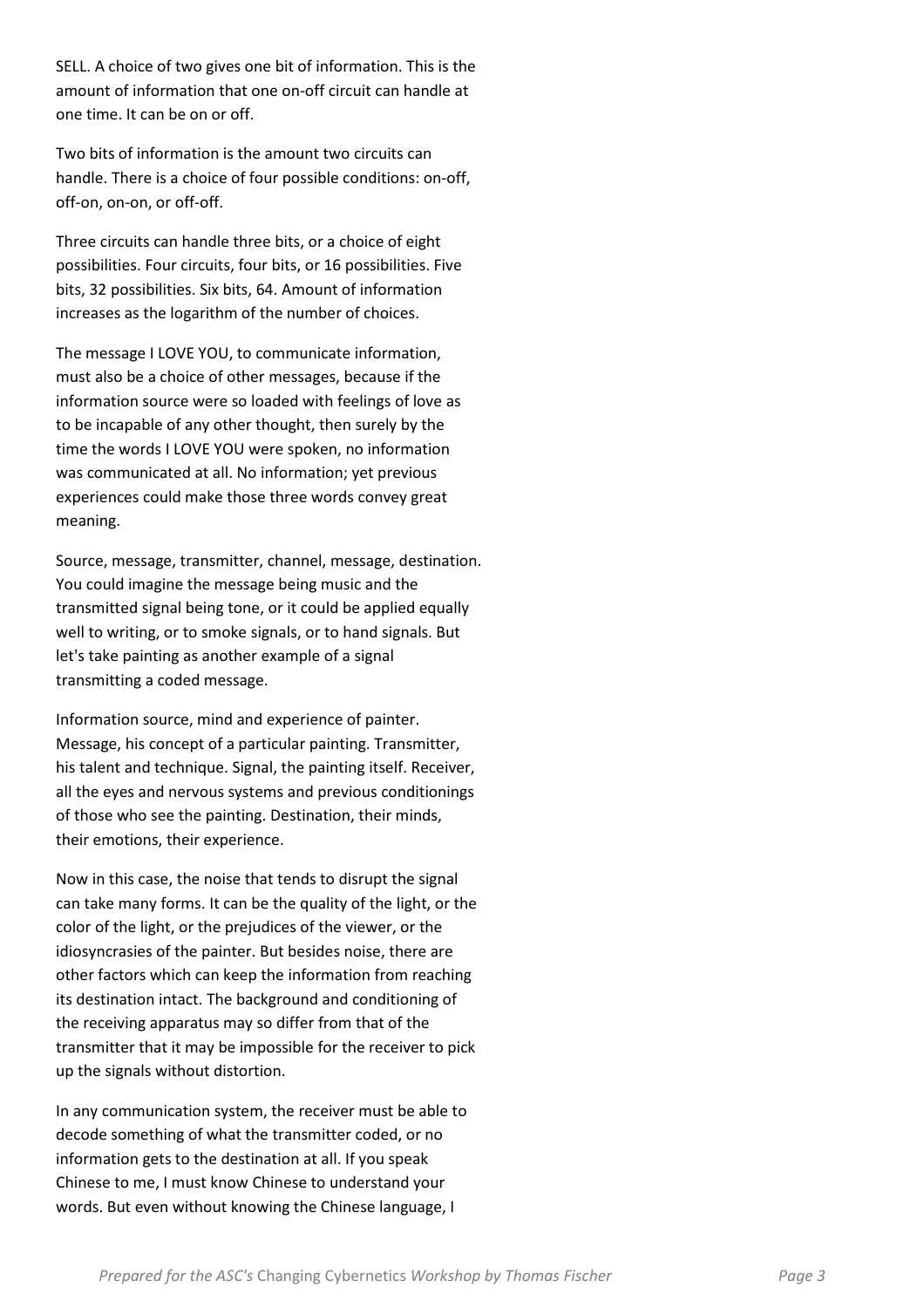SELL. A choice of two gives one bit of information. This is the amount of information that one on-off circuit can handle at one time. It can be on or off.

Two bits of information is the amount two circuits can handle. There is a choice of four possible conditions: on-off, off-on, on-on, or off-off.

Three circuits can handle three bits, or a choice of eight possibilities. Four circuits, four bits, or 16 possibilities. Five bits, 32 possibilities. Six bits, 64. Amount of information increases as the logarithm of the number of choices.

The message I LOVE YOU, to communicate information, must also be a choice of other messages, because if the information source were so loaded with feelings of love as to be incapable of any other thought, then surely by the time the words I LOVE YOU were spoken, no information was communicated at all. No information; yet previous experiences could make those three words convey great meaning.

Source, message, transmitter, channel, message, destination. You could imagine the message being music and the transmitted signal being tone, or it could be applied equally well to writing, or to smoke signals, or to hand signals. But let's take painting as another example of a signal transmitting a coded message.

Information source, mind and experience of painter. Message, his concept of a particular painting. Transmitter, his talent and technique. Signal, the painting itself. Receiver, all the eyes and nervous systems and previous conditionings of those who see the painting. Destination, their minds, their emotions, their experience.

Now in this case, the noise that tends to disrupt the signal can take many forms. It can be the quality of the light, or the color of the light, or the prejudices of the viewer, or the idiosyncrasies of the painter. But besides noise, there are other factors which can keep the information from reaching its destination intact. The background and conditioning of the receiving apparatus may so differ from that of the transmitter that it may be impossible for the receiver to pick up the signals without distortion.

In any communication system, the receiver must be able to decode something of what the transmitter coded, or no information gets to the destination at all. If you speak Chinese to me, I must know Chinese to understand your words. But even without knowing the Chinese language, I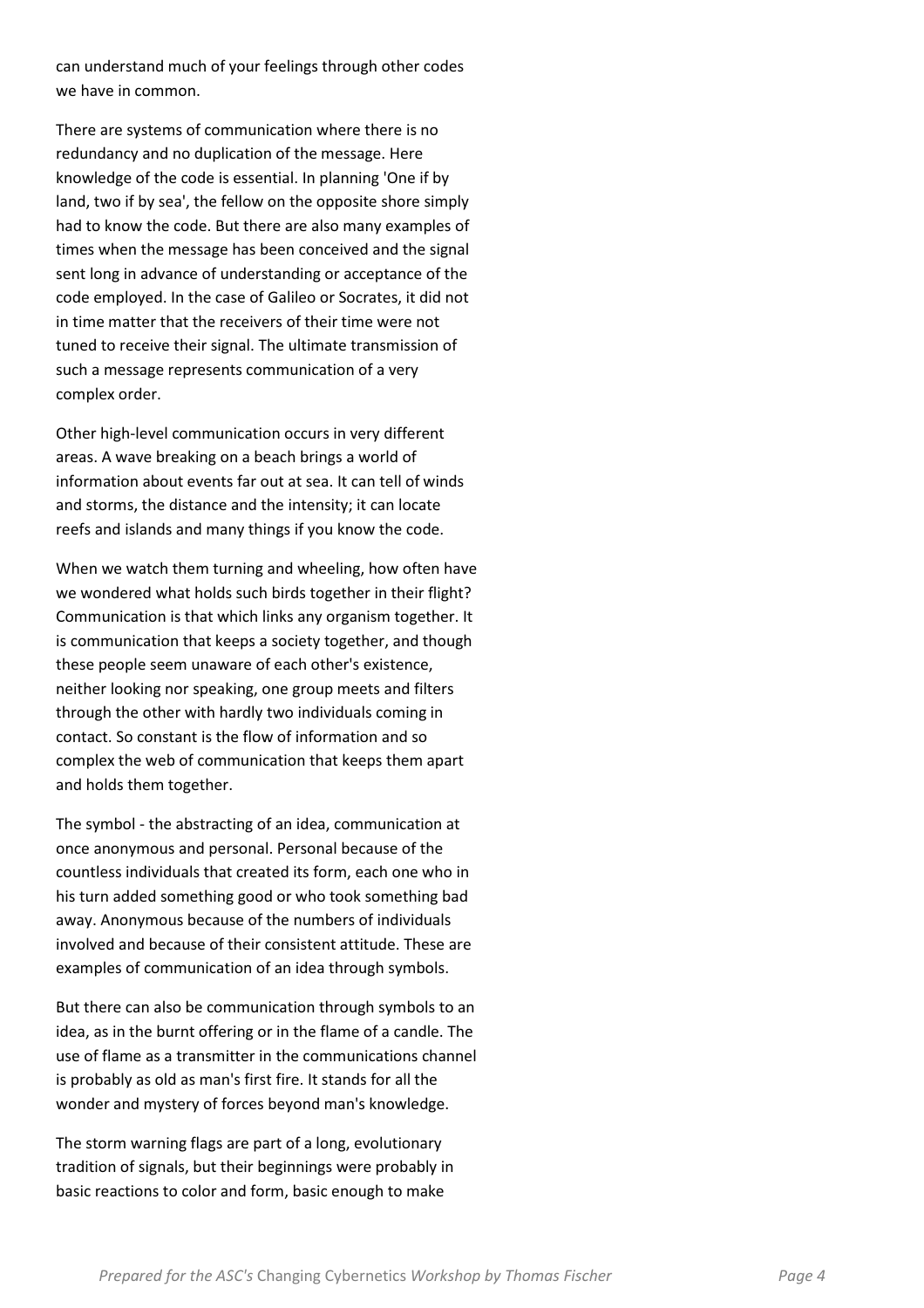can understand much of your feelings through other codes we have in common.

There are systems of communication where there is no redundancy and no duplication of the message. Here knowledge of the code is essential. In planning 'One if by land, two if by sea', the fellow on the opposite shore simply had to know the code. But there are also many examples of times when the message has been conceived and the signal sent long in advance of understanding or acceptance of the code employed. In the case of Galileo or Socrates, it did not in time matter that the receivers of their time were not tuned to receive their signal. The ultimate transmission of such a message represents communication of a very complex order.

Other high-level communication occurs in very different areas. A wave breaking on a beach brings a world of information about events far out at sea. It can tell of winds and storms, the distance and the intensity; it can locate reefs and islands and many things if you know the code.

When we watch them turning and wheeling, how often have we wondered what holds such birds together in their flight? Communication is that which links any organism together. It is communication that keeps a society together, and though these people seem unaware of each other's existence, neither looking nor speaking, one group meets and filters through the other with hardly two individuals coming in contact. So constant is the flow of information and so complex the web of communication that keeps them apart and holds them together.

The symbol - the abstracting of an idea, communication at once anonymous and personal. Personal because of the countless individuals that created its form, each one who in his turn added something good or who took something bad away. Anonymous because of the numbers of individuals involved and because of their consistent attitude. These are examples of communication of an idea through symbols.

But there can also be communication through symbols to an idea, as in the burnt offering or in the flame of a candle. The use of flame as a transmitter in the communications channel is probably as old as man's first fire. It stands for all the wonder and mystery of forces beyond man's knowledge.

The storm warning flags are part of a long, evolutionary tradition of signals, but their beginnings were probably in basic reactions to color and form, basic enough to make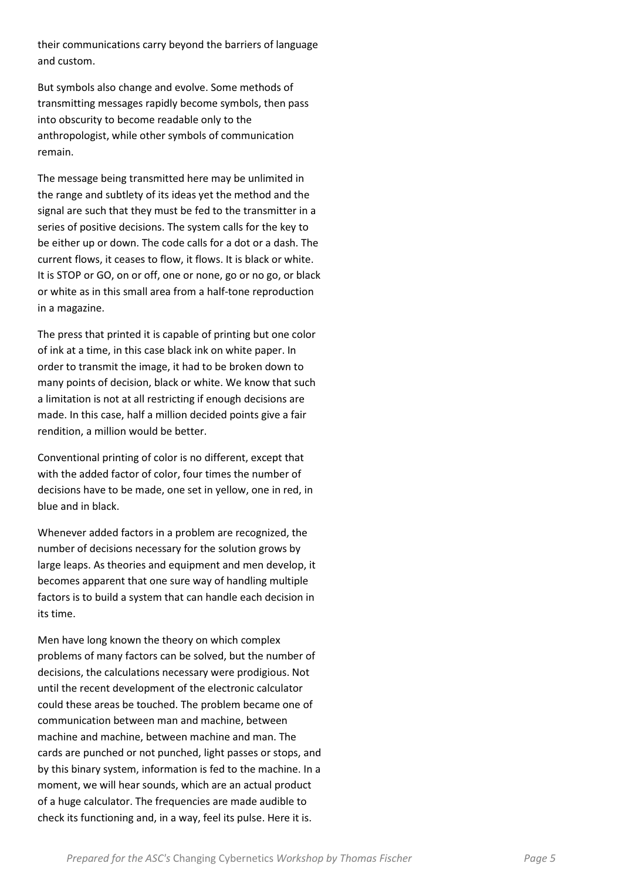their communications carry beyond the barriers of language and custom.

But symbols also change and evolve. Some methods of transmitting messages rapidly become symbols, then pass into obscurity to become readable only to the anthropologist, while other symbols of communication remain.

The message being transmitted here may be unlimited in the range and subtlety of its ideas yet the method and the signal are such that they must be fed to the transmitter in a series of positive decisions. The system calls for the key to be either up or down. The code calls for a dot or a dash. The current flows, it ceases to flow, it flows. It is black or white. It is STOP or GO, on or off, one or none, go or no go, or black or white as in this small area from a half-tone reproduction in a magazine.

The press that printed it is capable of printing but one color of ink at a time, in this case black ink on white paper. In order to transmit the image, it had to be broken down to many points of decision, black or white. We know that such a limitation is not at all restricting if enough decisions are made. In this case, half a million decided points give a fair rendition, a million would be better.

Conventional printing of color is no different, except that with the added factor of color, four times the number of decisions have to be made, one set in yellow, one in red, in blue and in black.

Whenever added factors in a problem are recognized, the number of decisions necessary for the solution grows by large leaps. As theories and equipment and men develop, it becomes apparent that one sure way of handling multiple factors is to build a system that can handle each decision in its time.

Men have long known the theory on which complex problems of many factors can be solved, but the number of decisions, the calculations necessary were prodigious. Not until the recent development of the electronic calculator could these areas be touched. The problem became one of communication between man and machine, between machine and machine, between machine and man. The cards are punched or not punched, light passes or stops, and by this binary system, information is fed to the machine. In a moment, we will hear sounds, which are an actual product of a huge calculator. The frequencies are made audible to check its functioning and, in a way, feel its pulse. Here it is.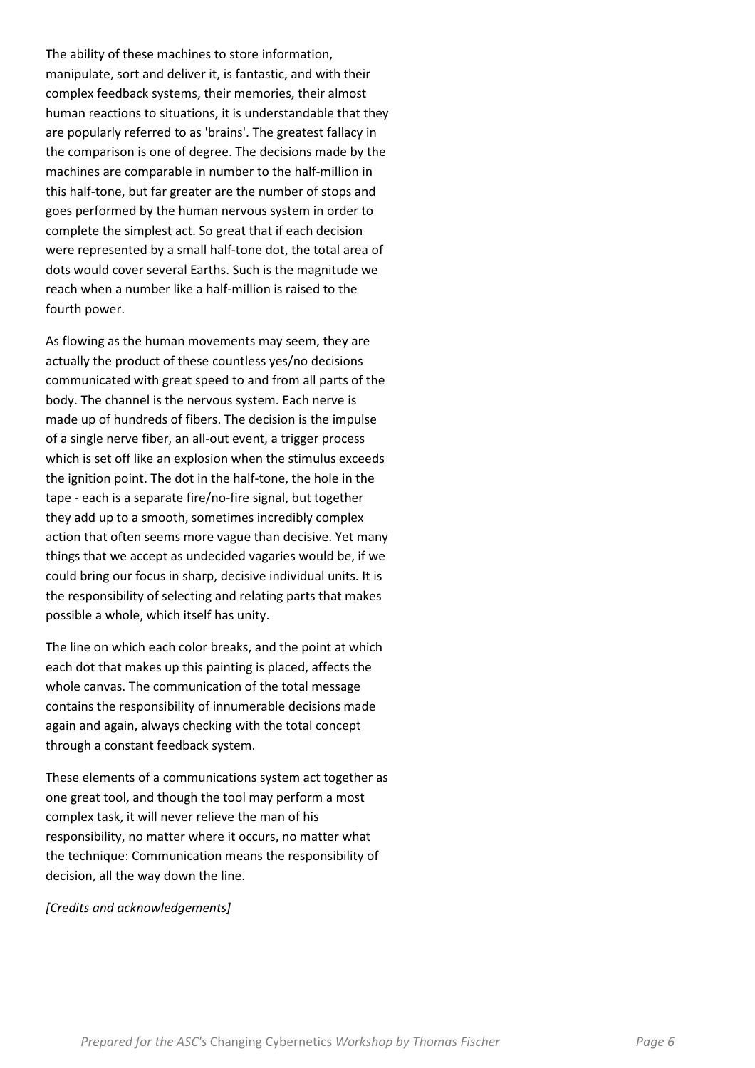The ability of these machines to store information, manipulate, sort and deliver it, is fantastic, and with their complex feedback systems, their memories, their almost human reactions to situations, it is understandable that they are popularly referred to as 'brains'. The greatest fallacy in the comparison is one of degree. The decisions made by the machines are comparable in number to the half-million in this half-tone, but far greater are the number of stops and goes performed by the human nervous system in order to complete the simplest act. So great that if each decision were represented by a small half-tone dot, the total area of dots would cover several Earths. Such is the magnitude we reach when a number like a half-million is raised to the fourth power.

As flowing as the human movements may seem, they are actually the product of these countless yes/no decisions communicated with great speed to and from all parts of the body. The channel is the nervous system. Each nerve is made up of hundreds of fibers. The decision is the impulse of a single nerve fiber, an all-out event, a trigger process which is set off like an explosion when the stimulus exceeds the ignition point. The dot in the half-tone, the hole in the tape - each is a separate fire/no-fire signal, but together they add up to a smooth, sometimes incredibly complex action that often seems more vague than decisive. Yet many things that we accept as undecided vagaries would be, if we could bring our focus in sharp, decisive individual units. It is the responsibility of selecting and relating parts that makes possible a whole, which itself has unity.

The line on which each color breaks, and the point at which each dot that makes up this painting is placed, affects the whole canvas. The communication of the total message contains the responsibility of innumerable decisions made again and again, always checking with the total concept through a constant feedback system.

These elements of a communications system act together as one great tool, and though the tool may perform a most complex task, it will never relieve the man of his responsibility, no matter where it occurs, no matter what the technique: Communication means the responsibility of decision, all the way down the line.

*[Credits and acknowledgements]*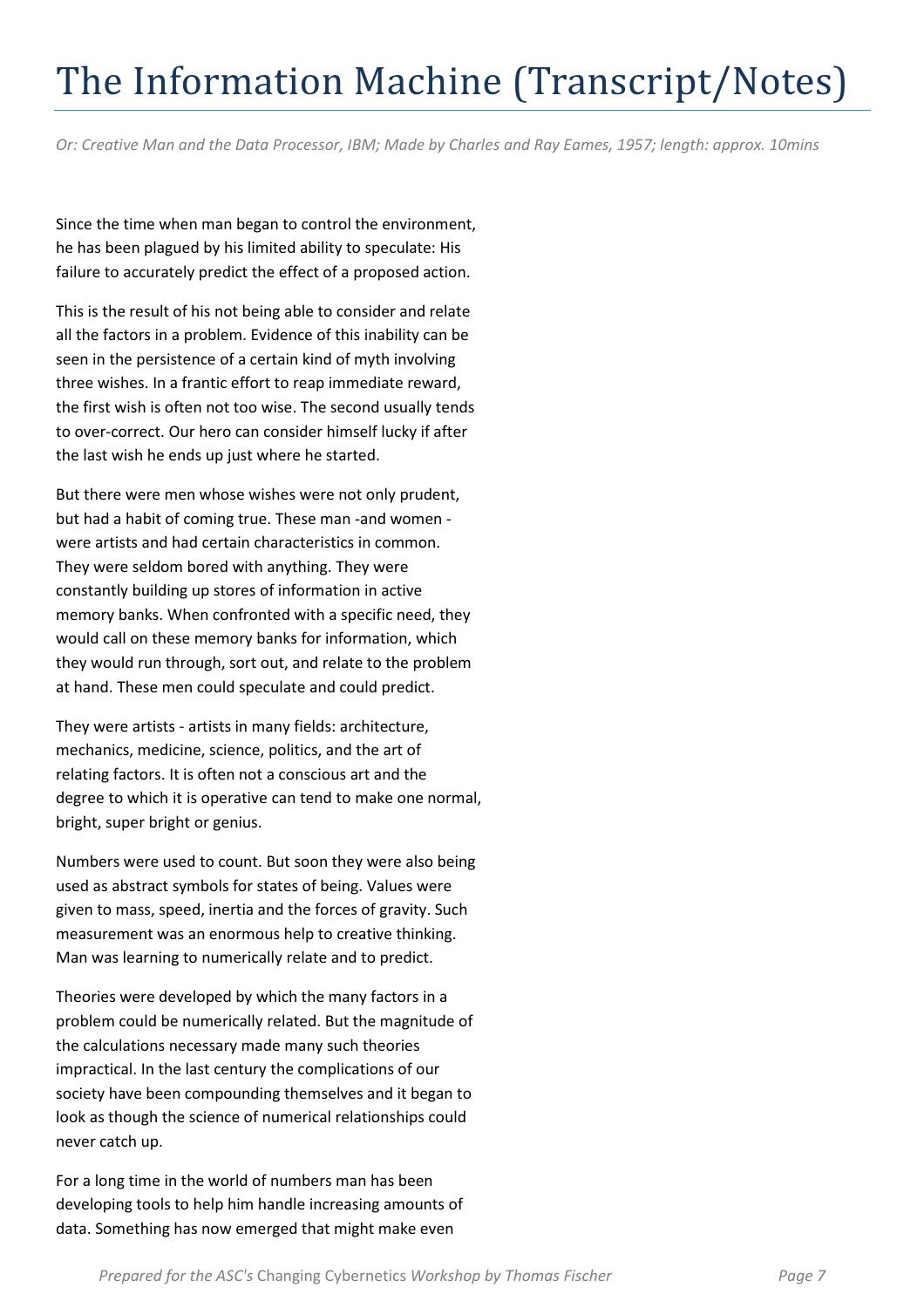# The Information Machine (Transcript/Notes)

*Or: Creative Man and the Data Processor, IBM; Made by Charles and Ray Eames, 1957; length: approx. 10mins*

Since the time when man began to control the environment, he has been plagued by his limited ability to speculate: His failure to accurately predict the effect of a proposed action.

This is the result of his not being able to consider and relate all the factors in a problem. Evidence of this inability can be seen in the persistence of a certain kind of myth involving three wishes. In a frantic effort to reap immediate reward, the first wish is often not too wise. The second usually tends to over-correct. Our hero can consider himself lucky if after the last wish he ends up just where he started.

But there were men whose wishes were not only prudent, but had a habit of coming true. These man -and women - were artists and had certain characteristics in common. They were seldom bored with anything. They were constantly building up stores of information in active memory banks. When confronted with a specific need, they would call on these memory banks for information, which they would run through, sort out, and relate to the problem at hand. These men could speculate and could predict.

They were artists - artists in many fields: architecture, mechanics, medicine, science, politics, and the art of relating factors. It is often not a conscious art and the degree to which it is operative can tend to make one normal, bright, super bright or genius.

Numbers were used to count. But soon they were also being used as abstract symbols for states of being. Values were given to mass, speed, inertia and the forces of gravity. Such measurement was an enormous help to creative thinking. Man was learning to numerically relate and to predict.

Theories were developed by which the many factors in a problem could be numerically related. But the magnitude of the calculations necessary made many such theories impractical. In the last century the complications of our society have been compounding themselves and it began to look as though the science of numerical relationships could never catch up.

For a long time in the world of numbers man has been developing tools to help him handle increasing amounts of data. Something has now emerged that might make even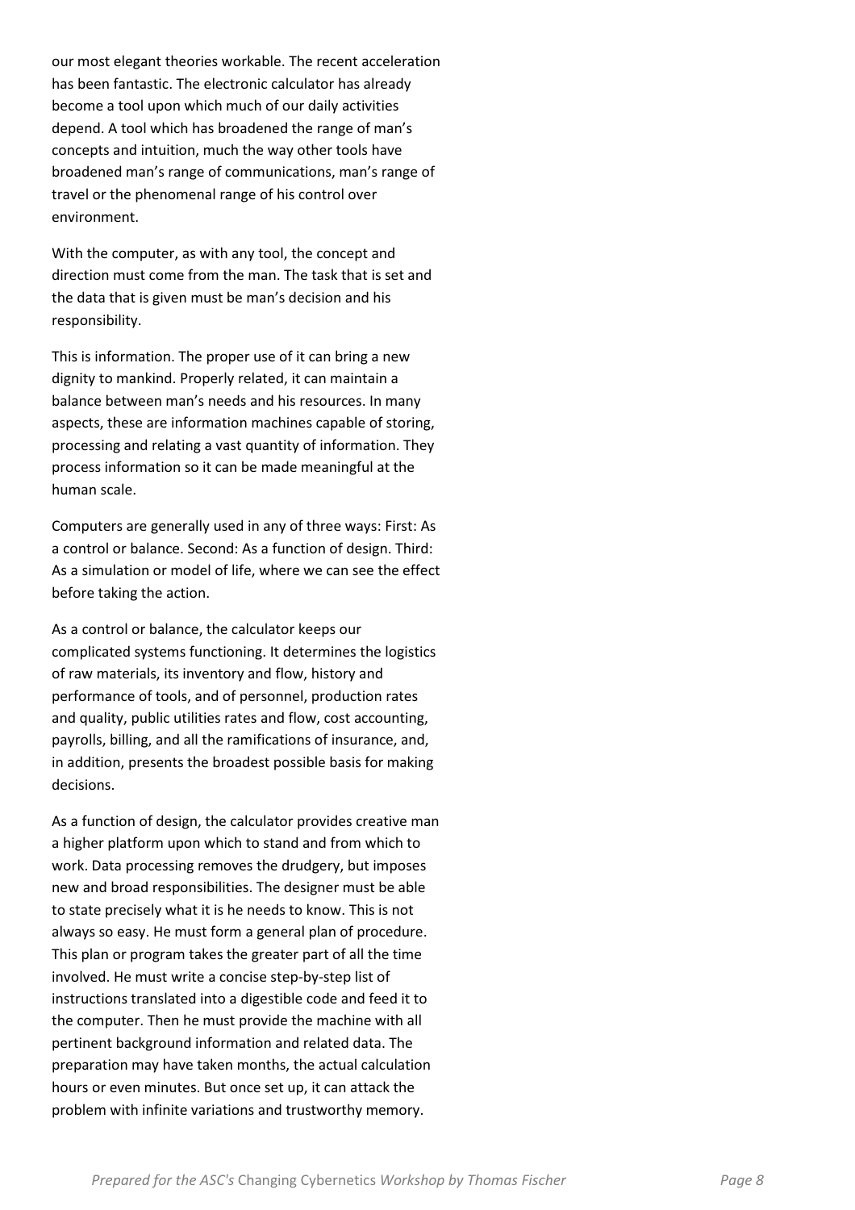our most elegant theories workable. The recent acceleration has been fantastic. The electronic calculator has already become a tool upon which much of our daily activities depend. A tool which has broadened the range of man's concepts and intuition, much the way other tools have broadened man's range of communications, man's range of travel or the phenomenal range of his control over environment.

With the computer, as with any tool, the concept and direction must come from the man. The task that is set and the data that is given must be man's decision and his responsibility.

This is information. The proper use of it can bring a new dignity to mankind. Properly related, it can maintain a balance between man's needs and his resources. In many aspects, these are information machines capable of storing, processing and relating a vast quantity of information. They process information so it can be made meaningful at the human scale.

Computers are generally used in any of three ways: First: As a control or balance. Second: As a function of design. Third: As a simulation or model of life, where we can see the effect before taking the action.

As a control or balance, the calculator keeps our complicated systems functioning. It determines the logistics of raw materials, its inventory and flow, history and performance of tools, and of personnel, production rates and quality, public utilities rates and flow, cost accounting, payrolls, billing, and all the ramifications of insurance, and, in addition, presents the broadest possible basis for making decisions.

As a function of design, the calculator provides creative man a higher platform upon which to stand and from which to work. Data processing removes the drudgery, but imposes new and broad responsibilities. The designer must be able to state precisely what it is he needs to know. This is not always so easy. He must form a general plan of procedure. This plan or program takes the greater part of all the time involved. He must write a concise step-by-step list of instructions translated into a digestible code and feed it to the computer. Then he must provide the machine with all pertinent background information and related data. The preparation may have taken months, the actual calculation hours or even minutes. But once set up, it can attack the problem with infinite variations and trustworthy memory.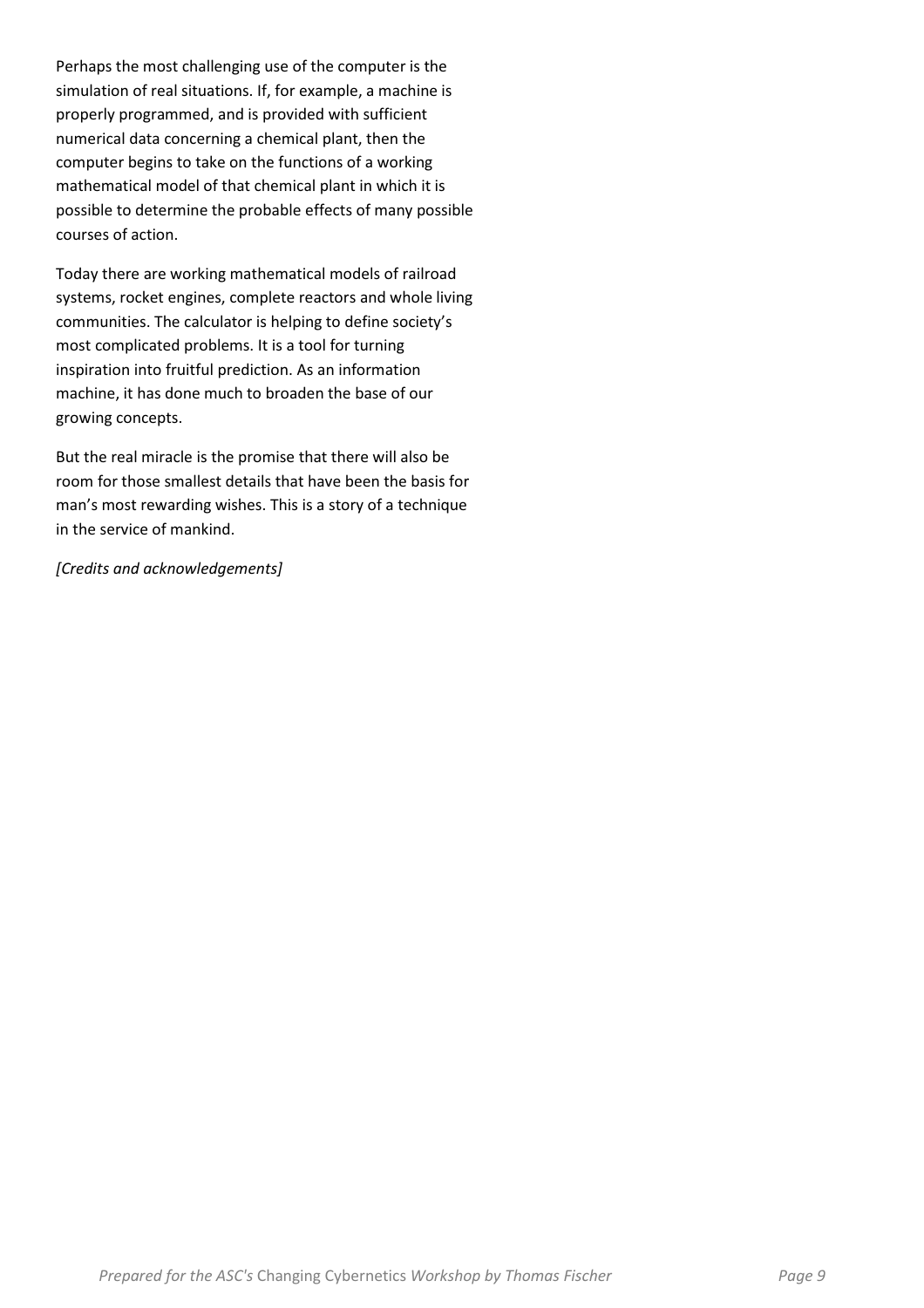Perhaps the most challenging use of the computer is the simulation of real situations. If, for example, a machine is properly programmed, and is provided with sufficient numerical data concerning a chemical plant, then the computer begins to take on the functions of a working mathematical model of that chemical plant in which it is possible to determine the probable effects of many possible courses of action.

Today there are working mathematical models of railroad systems, rocket engines, complete reactors and whole living communities. The calculator is helping to define society's most complicated problems. It is a tool for turning inspiration into fruitful prediction. As an information machine, it has done much to broaden the base of our growing concepts.

But the real miracle is the promise that there will also be room for those smallest details that have been the basis for man's most rewarding wishes. This is a story of a technique in the service of mankind.

*[Credits and acknowledgements]*